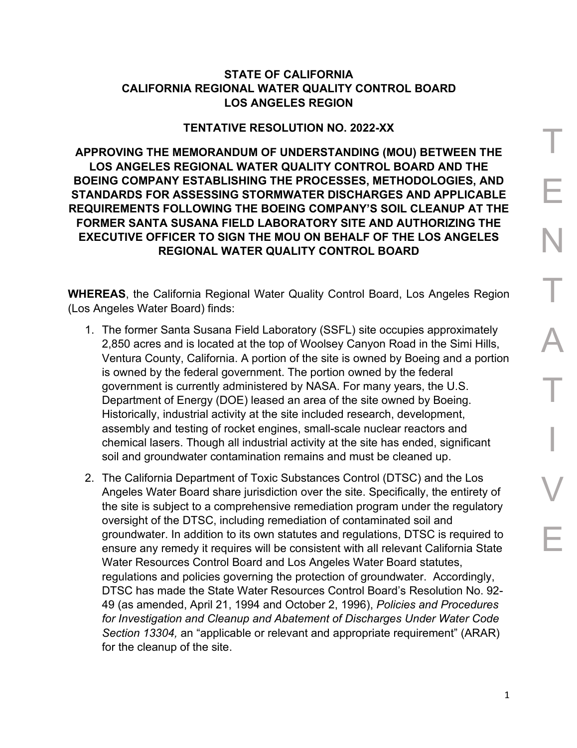# STATE OF CALIFORNIA
# CALIFORNIA REGIONAL WATER QUALITY CONTROL BOARD
# LOS ANGELES REGION

## TENTATIVE RESOLUTION NO. 2022-XX

## APPROVING THE MEMORANDUM OF UNDERSTANDING (MOU) BETWEEN THE LOS ANGELES REGIONAL WATER QUALITY CONTROL BOARD AND THE BOEING COMPANY ESTABLISHING THE PROCESSES, METHODOLOGIES, AND STANDARDS FOR ASSESSING STORMWATER DISCHARGES AND APPLICABLE REQUIREMENTS FOLLOWING THE BOEING COMPANY'S SOIL CLEANUP AT THE FORMER SANTA SUSANA FIELD LABORATORY SITE AND AUTHORIZING THE EXECUTIVE OFFICER TO SIGN THE MOU ON BEHALF OF THE LOS ANGELES REGIONAL WATER QUALITY CONTROL BOARD

**WHEREAS**, the California Regional Water Quality Control Board, Los Angeles Region (Los Angeles Water Board) finds:

1. The former Santa Susana Field Laboratory (SSFL) site occupies approximately 2,850 acres and is located at the top of Woolsey Canyon Road in the Simi Hills, Ventura County, California. A portion of the site is owned by Boeing and a portion is owned by the federal government. The portion owned by the federal government is currently administered by NASA. For many years, the U.S. Department of Energy (DOE) leased an area of the site owned by Boeing. Historically, industrial activity at the site included research, development, assembly and testing of rocket engines, small-scale nuclear reactors and chemical lasers. Though all industrial activity at the site has ended, significant soil and groundwater contamination remains and must be cleaned up.

2. The California Department of Toxic Substances Control (DTSC) and the Los Angeles Water Board share jurisdiction over the site. Specifically, the entirety of the site is subject to a comprehensive remediation program under the regulatory oversight of the DTSC, including remediation of contaminated soil and groundwater. In addition to its own statutes and regulations, DTSC is required to ensure any remedy it requires will be consistent with all relevant California State Water Resources Control Board and Los Angeles Water Board statutes, regulations and policies governing the protection of groundwater. Accordingly, DTSC has made the State Water Resources Control Board's Resolution No. 92-49 (as amended, April 21, 1994 and October 2, 1996), *Policies and Procedures for Investigation and Cleanup and Abatement of Discharges Under Water Code Section 13304,* an "applicable or relevant and appropriate requirement" (ARAR) for the cleanup of the site.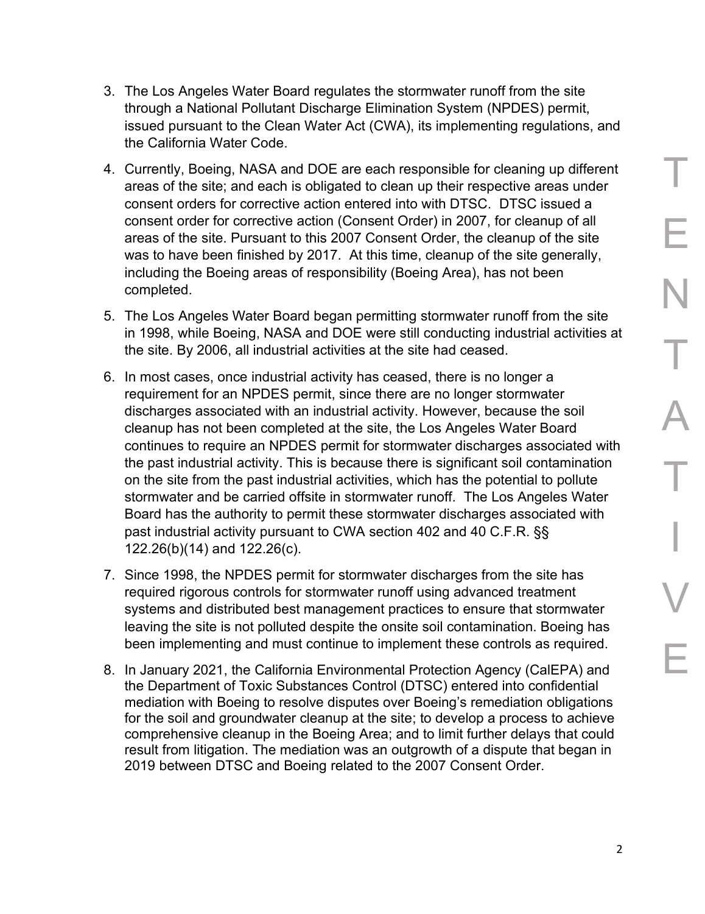3. The Los Angeles Water Board regulates the stormwater runoff from the site through a National Pollutant Discharge Elimination System (NPDES) permit, issued pursuant to the Clean Water Act (CWA), its implementing regulations, and the California Water Code.

4. Currently, Boeing, NASA and DOE are each responsible for cleaning up different areas of the site; and each is obligated to clean up their respective areas under consent orders for corrective action entered into with DTSC. DTSC issued a consent order for corrective action (Consent Order) in 2007, for cleanup of all areas of the site. Pursuant to this 2007 Consent Order, the cleanup of the site was to have been finished by 2017. At this time, cleanup of the site generally, including the Boeing areas of responsibility (Boeing Area), has not been completed.

5. The Los Angeles Water Board began permitting stormwater runoff from the site in 1998, while Boeing, NASA and DOE were still conducting industrial activities at the site. By 2006, all industrial activities at the site had ceased.

6. In most cases, once industrial activity has ceased, there is no longer a requirement for an NPDES permit, since there are no longer stormwater discharges associated with an industrial activity. However, because the soil cleanup has not been completed at the site, the Los Angeles Water Board continues to require an NPDES permit for stormwater discharges associated with the past industrial activity. This is because there is significant soil contamination on the site from the past industrial activities, which has the potential to pollute stormwater and be carried offsite in stormwater runoff. The Los Angeles Water Board has the authority to permit these stormwater discharges associated with past industrial activity pursuant to CWA section 402 and 40 C.F.R. §§ 122.26(b)(14) and 122.26(c).

7. Since 1998, the NPDES permit for stormwater discharges from the site has required rigorous controls for stormwater runoff using advanced treatment systems and distributed best management practices to ensure that stormwater leaving the site is not polluted despite the onsite soil contamination. Boeing has been implementing and must continue to implement these controls as required.

8. In January 2021, the California Environmental Protection Agency (CalEPA) and the Department of Toxic Substances Control (DTSC) entered into confidential mediation with Boeing to resolve disputes over Boeing's remediation obligations for the soil and groundwater cleanup at the site; to develop a process to achieve comprehensive cleanup in the Boeing Area; and to limit further delays that could result from litigation. The mediation was an outgrowth of a dispute that began in 2019 between DTSC and Boeing related to the 2007 Consent Order.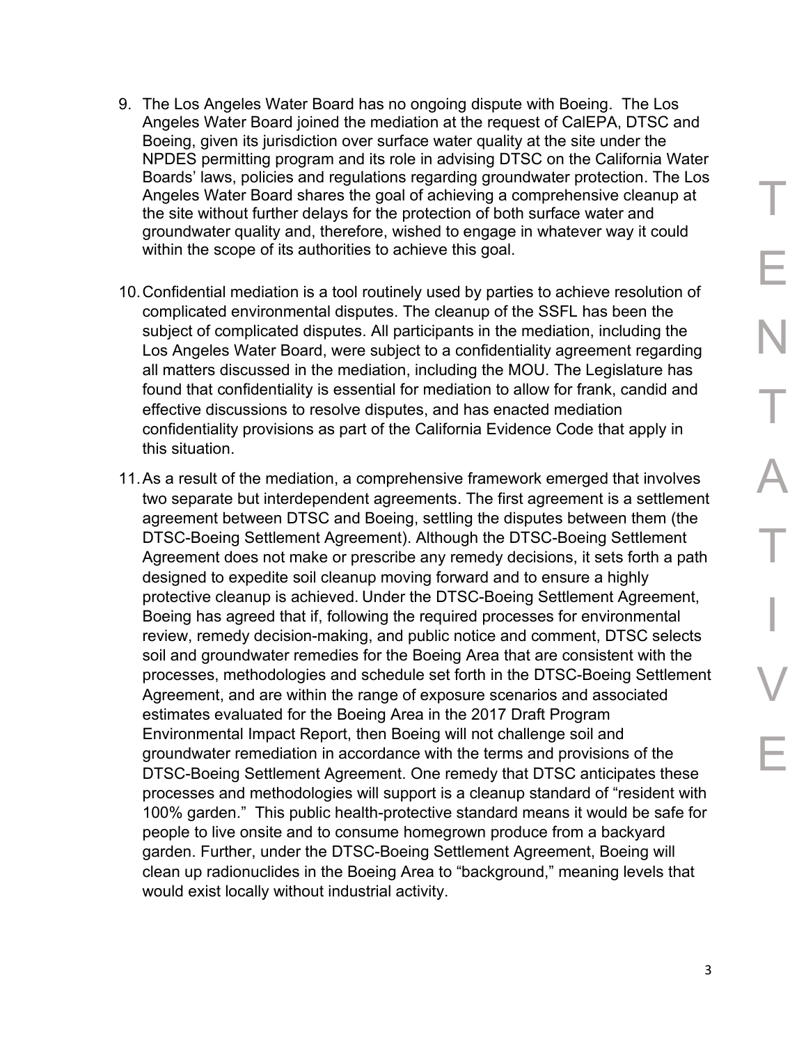9. The Los Angeles Water Board has no ongoing dispute with Boeing. The Los Angeles Water Board joined the mediation at the request of CalEPA, DTSC and Boeing, given its jurisdiction over surface water quality at the site under the NPDES permitting program and its role in advising DTSC on the California Water Boards' laws, policies and regulations regarding groundwater protection. The Los Angeles Water Board shares the goal of achieving a comprehensive cleanup at the site without further delays for the protection of both surface water and groundwater quality and, therefore, wished to engage in whatever way it could within the scope of its authorities to achieve this goal.

10. Confidential mediation is a tool routinely used by parties to achieve resolution of complicated environmental disputes. The cleanup of the SSFL has been the subject of complicated disputes. All participants in the mediation, including the Los Angeles Water Board, were subject to a confidentiality agreement regarding all matters discussed in the mediation, including the MOU. The Legislature has found that confidentiality is essential for mediation to allow for frank, candid and effective discussions to resolve disputes, and has enacted mediation confidentiality provisions as part of the California Evidence Code that apply in this situation.

11. As a result of the mediation, a comprehensive framework emerged that involves two separate but interdependent agreements. The first agreement is a settlement agreement between DTSC and Boeing, settling the disputes between them (the DTSC-Boeing Settlement Agreement). Although the DTSC-Boeing Settlement Agreement does not make or prescribe any remedy decisions, it sets forth a path designed to expedite soil cleanup moving forward and to ensure a highly protective cleanup is achieved. Under the DTSC-Boeing Settlement Agreement, Boeing has agreed that if, following the required processes for environmental review, remedy decision-making, and public notice and comment, DTSC selects soil and groundwater remedies for the Boeing Area that are consistent with the processes, methodologies and schedule set forth in the DTSC-Boeing Settlement Agreement, and are within the range of exposure scenarios and associated estimates evaluated for the Boeing Area in the 2017 Draft Program Environmental Impact Report, then Boeing will not challenge soil and groundwater remediation in accordance with the terms and provisions of the DTSC-Boeing Settlement Agreement. One remedy that DTSC anticipates these processes and methodologies will support is a cleanup standard of "resident with 100% garden." This public health-protective standard means it would be safe for people to live onsite and to consume homegrown produce from a backyard garden. Further, under the DTSC-Boeing Settlement Agreement, Boeing will clean up radionuclides in the Boeing Area to "background," meaning levels that would exist locally without industrial activity.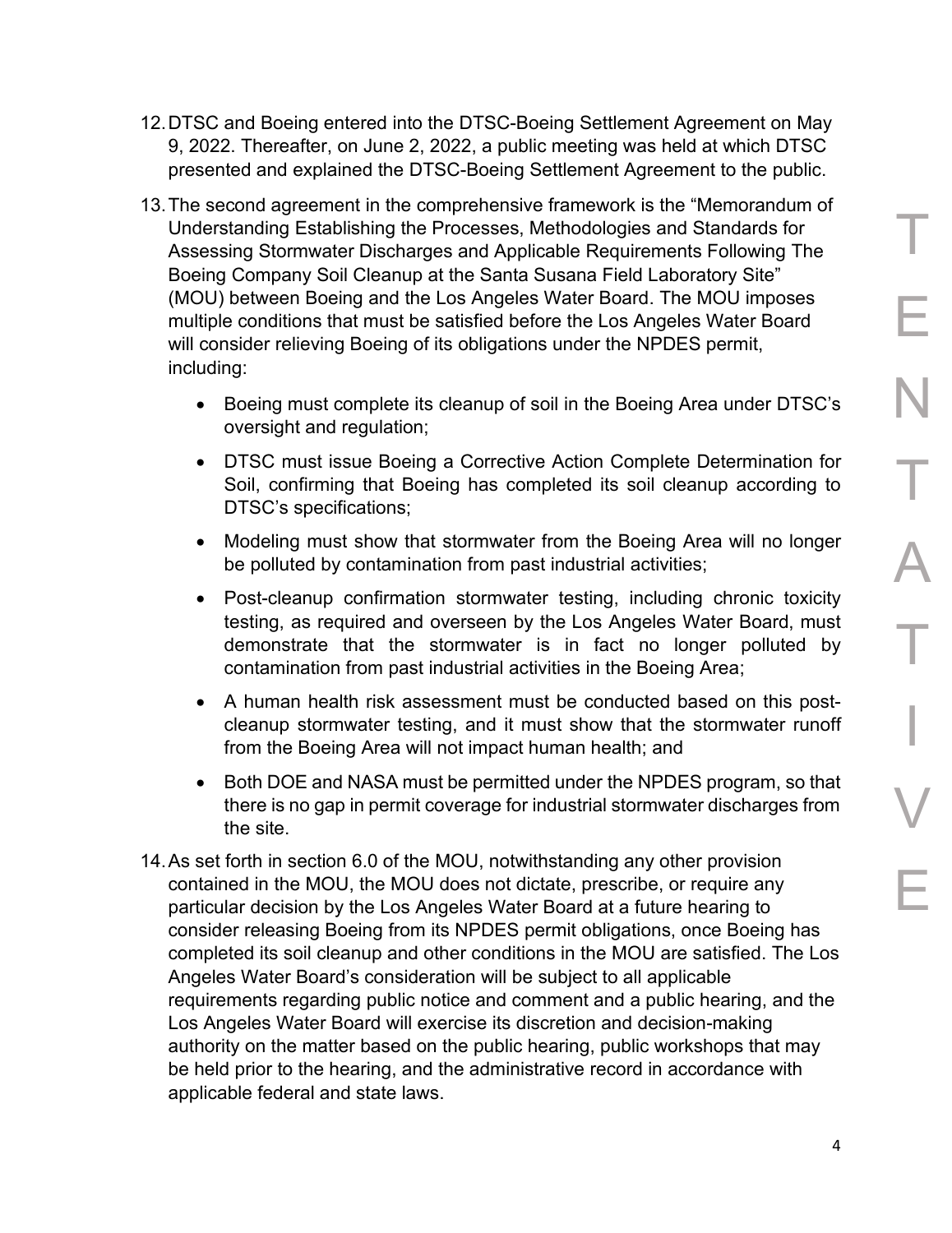12. DTSC and Boeing entered into the DTSC-Boeing Settlement Agreement on May 9, 2022. Thereafter, on June 2, 2022, a public meeting was held at which DTSC presented and explained the DTSC-Boeing Settlement Agreement to the public.

13. The second agreement in the comprehensive framework is the "Memorandum of Understanding Establishing the Processes, Methodologies and Standards for Assessing Stormwater Discharges and Applicable Requirements Following The Boeing Company Soil Cleanup at the Santa Susana Field Laboratory Site" (MOU) between Boeing and the Los Angeles Water Board. The MOU imposes multiple conditions that must be satisfied before the Los Angeles Water Board will consider relieving Boeing of its obligations under the NPDES permit, including:

    - Boeing must complete its cleanup of soil in the Boeing Area under DTSC's oversight and regulation;
    - DTSC must issue Boeing a Corrective Action Complete Determination for Soil, confirming that Boeing has completed its soil cleanup according to DTSC's specifications;
    - Modeling must show that stormwater from the Boeing Area will no longer be polluted by contamination from past industrial activities;
    - Post-cleanup confirmation stormwater testing, including chronic toxicity testing, as required and overseen by the Los Angeles Water Board, must demonstrate that the stormwater is in fact no longer polluted by contamination from past industrial activities in the Boeing Area;
    - A human health risk assessment must be conducted based on this post-cleanup stormwater testing, and it must show that the stormwater runoff from the Boeing Area will not impact human health; and
    - Both DOE and NASA must be permitted under the NPDES program, so that there is no gap in permit coverage for industrial stormwater discharges from the site.

14. As set forth in section 6.0 of the MOU, notwithstanding any other provision contained in the MOU, the MOU does not dictate, prescribe, or require any particular decision by the Los Angeles Water Board at a future hearing to consider releasing Boeing from its NPDES permit obligations, once Boeing has completed its soil cleanup and other conditions in the MOU are satisfied. The Los Angeles Water Board's consideration will be subject to all applicable requirements regarding public notice and comment and a public hearing, and the Los Angeles Water Board will exercise its discretion and decision-making authority on the matter based on the public hearing, public workshops that may be held prior to the hearing, and the administrative record in accordance with applicable federal and state laws.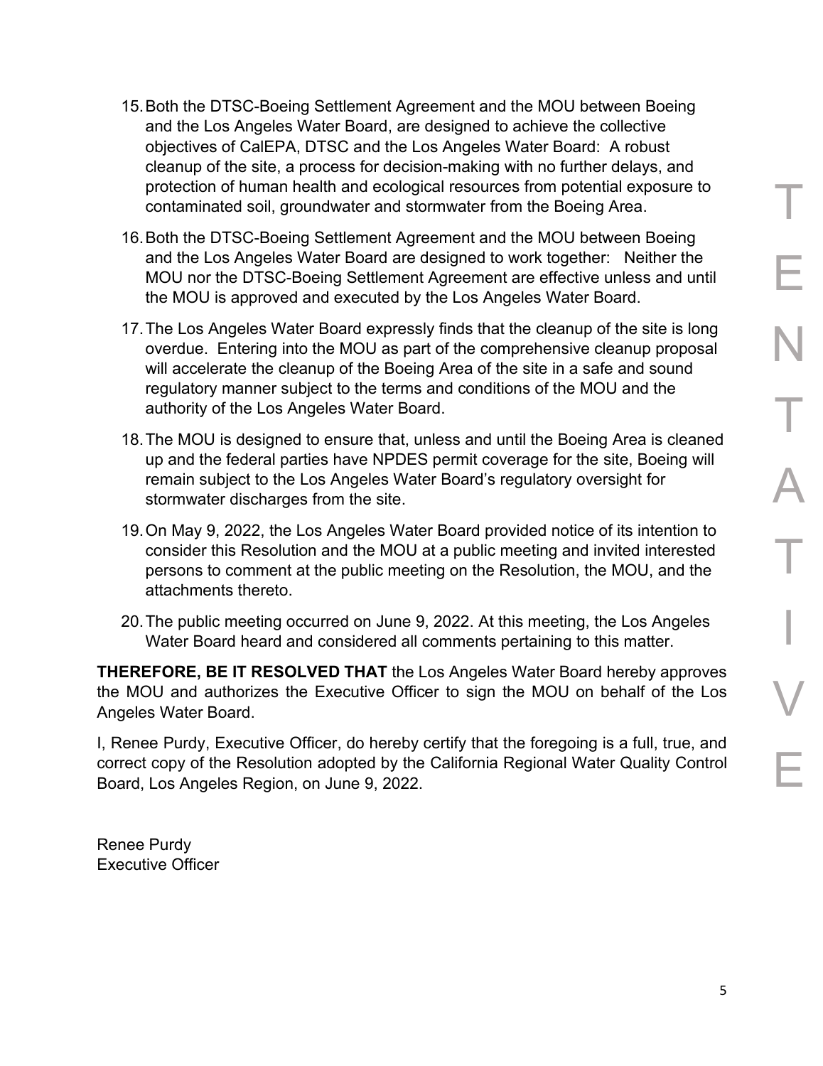15. Both the DTSC-Boeing Settlement Agreement and the MOU between Boeing and the Los Angeles Water Board, are designed to achieve the collective objectives of CalEPA, DTSC and the Los Angeles Water Board: A robust cleanup of the site, a process for decision-making with no further delays, and protection of human health and ecological resources from potential exposure to contaminated soil, groundwater and stormwater from the Boeing Area.

16. Both the DTSC-Boeing Settlement Agreement and the MOU between Boeing and the Los Angeles Water Board are designed to work together: Neither the MOU nor the DTSC-Boeing Settlement Agreement are effective unless and until the MOU is approved and executed by the Los Angeles Water Board.

17. The Los Angeles Water Board expressly finds that the cleanup of the site is long overdue. Entering into the MOU as part of the comprehensive cleanup proposal will accelerate the cleanup of the Boeing Area of the site in a safe and sound regulatory manner subject to the terms and conditions of the MOU and the authority of the Los Angeles Water Board.

18. The MOU is designed to ensure that, unless and until the Boeing Area is cleaned up and the federal parties have NPDES permit coverage for the site, Boeing will remain subject to the Los Angeles Water Board's regulatory oversight for stormwater discharges from the site.

19. On May 9, 2022, the Los Angeles Water Board provided notice of its intention to consider this Resolution and the MOU at a public meeting and invited interested persons to comment at the public meeting on the Resolution, the MOU, and the attachments thereto.

20. The public meeting occurred on June 9, 2022. At this meeting, the Los Angeles Water Board heard and considered all comments pertaining to this matter.

**THEREFORE, BE IT RESOLVED THAT** the Los Angeles Water Board hereby approves the MOU and authorizes the Executive Officer to sign the MOU on behalf of the Los Angeles Water Board.

I, Renee Purdy, Executive Officer, do hereby certify that the foregoing is a full, true, and correct copy of the Resolution adopted by the California Regional Water Quality Control Board, Los Angeles Region, on June 9, 2022.

Renee Purdy
Executive Officer

TENTATIVE